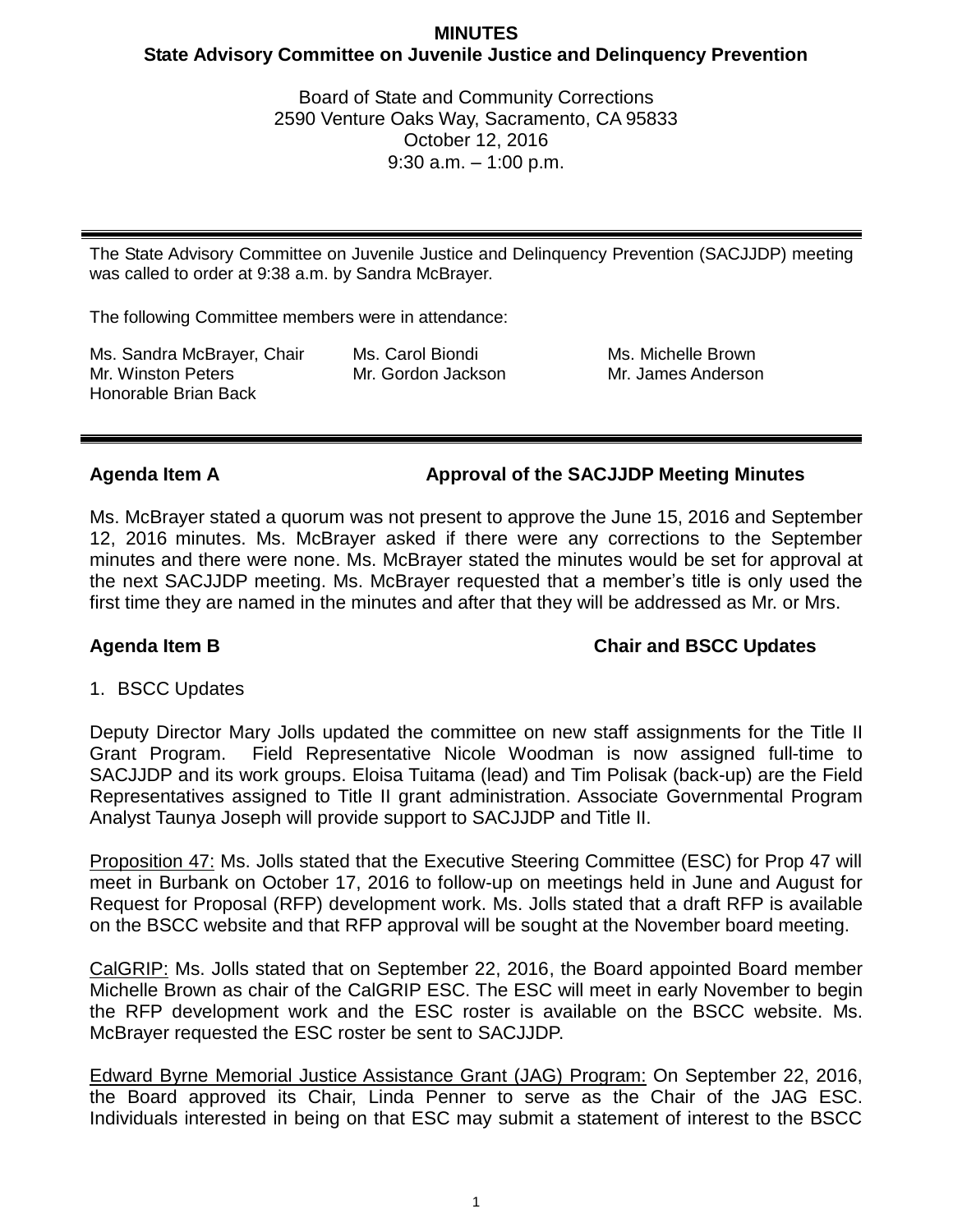**MINUTES**
**State Advisory Committee on Juvenile Justice and Delinquency Prevention**

Board of State and Community Corrections
2590 Venture Oaks Way, Sacramento, CA 95833
October 12, 2016
9:30 a.m. – 1:00 p.m.

---

The State Advisory Committee on Juvenile Justice and Delinquency Prevention (SACJJDP) meeting was called to order at 9:38 a.m. by Sandra McBrayer.

The following Committee members were in attendance:

Ms. Sandra McBrayer, Chair
Mr. Winston Peters
Honorable Brian Back
Ms. Carol Biondi
Mr. Gordon Jackson
Ms. Michelle Brown
Mr. James Anderson

---

**Agenda Item A — Approval of the SACJJDP Meeting Minutes**

Ms. McBrayer stated a quorum was not present to approve the June 15, 2016 and September 12, 2016 minutes. Ms. McBrayer asked if there were any corrections to the September minutes and there were none. Ms. McBrayer stated the minutes would be set for approval at the next SACJJDP meeting. Ms. McBrayer requested that a member's title is only used the first time they are named in the minutes and after that they will be addressed as Mr. or Mrs.

**Agenda Item B — Chair and BSCC Updates**

1. BSCC Updates

Deputy Director Mary Jolls updated the committee on new staff assignments for the Title II Grant Program. Field Representative Nicole Woodman is now assigned full-time to SACJJDP and its work groups. Eloisa Tuitama (lead) and Tim Polisak (back-up) are the Field Representatives assigned to Title II grant administration. Associate Governmental Program Analyst Taunya Joseph will provide support to SACJJDP and Title II.

Proposition 47: Ms. Jolls stated that the Executive Steering Committee (ESC) for Prop 47 will meet in Burbank on October 17, 2016 to follow-up on meetings held in June and August for Request for Proposal (RFP) development work. Ms. Jolls stated that a draft RFP is available on the BSCC website and that RFP approval will be sought at the November board meeting.

CalGRIP: Ms. Jolls stated that on September 22, 2016, the Board appointed Board member Michelle Brown as chair of the CalGRIP ESC. The ESC will meet in early November to begin the RFP development work and the ESC roster is available on the BSCC website. Ms. McBrayer requested the ESC roster be sent to SACJJDP.

Edward Byrne Memorial Justice Assistance Grant (JAG) Program: On September 22, 2016, the Board approved its Chair, Linda Penner to serve as the Chair of the JAG ESC. Individuals interested in being on that ESC may submit a statement of interest to the BSCC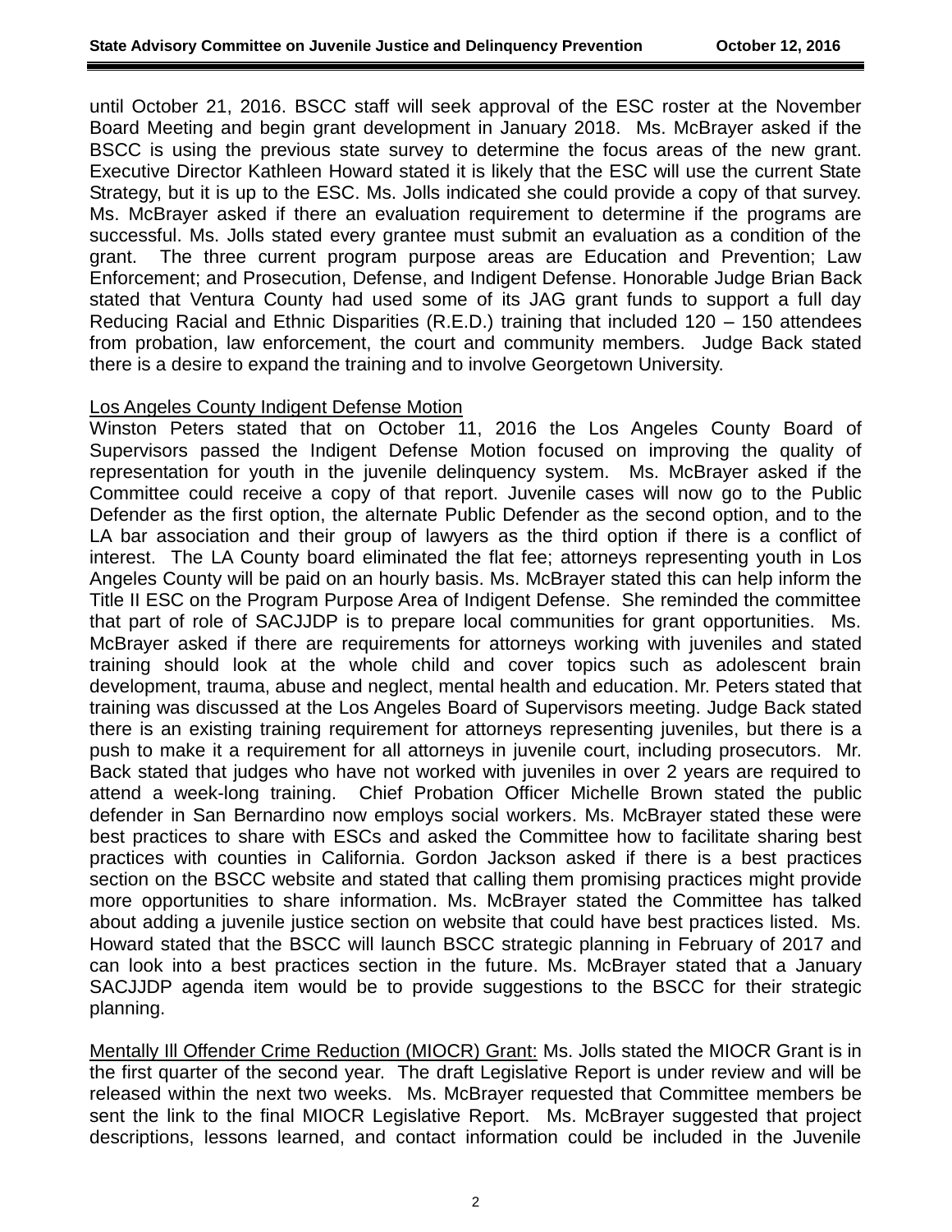until October 21, 2016. BSCC staff will seek approval of the ESC roster at the November Board Meeting and begin grant development in January 2018. Ms. McBrayer asked if the BSCC is using the previous state survey to determine the focus areas of the new grant. Executive Director Kathleen Howard stated it is likely that the ESC will use the current State Strategy, but it is up to the ESC. Ms. Jolls indicated she could provide a copy of that survey. Ms. McBrayer asked if there an evaluation requirement to determine if the programs are successful. Ms. Jolls stated every grantee must submit an evaluation as a condition of the grant. The three current program purpose areas are Education and Prevention; Law Enforcement; and Prosecution, Defense, and Indigent Defense. Honorable Judge Brian Back stated that Ventura County had used some of its JAG grant funds to support a full day Reducing Racial and Ethnic Disparities (R.E.D.) training that included 120 – 150 attendees from probation, law enforcement, the court and community members. Judge Back stated there is a desire to expand the training and to involve Georgetown University.

Los Angeles County Indigent Defense Motion
Winston Peters stated that on October 11, 2016 the Los Angeles County Board of Supervisors passed the Indigent Defense Motion focused on improving the quality of representation for youth in the juvenile delinquency system. Ms. McBrayer asked if the Committee could receive a copy of that report. Juvenile cases will now go to the Public Defender as the first option, the alternate Public Defender as the second option, and to the LA bar association and their group of lawyers as the third option if there is a conflict of interest. The LA County board eliminated the flat fee; attorneys representing youth in Los Angeles County will be paid on an hourly basis. Ms. McBrayer stated this can help inform the Title II ESC on the Program Purpose Area of Indigent Defense. She reminded the committee that part of role of SACJJDP is to prepare local communities for grant opportunities. Ms. McBrayer asked if there are requirements for attorneys working with juveniles and stated training should look at the whole child and cover topics such as adolescent brain development, trauma, abuse and neglect, mental health and education. Mr. Peters stated that training was discussed at the Los Angeles Board of Supervisors meeting. Judge Back stated there is an existing training requirement for attorneys representing juveniles, but there is a push to make it a requirement for all attorneys in juvenile court, including prosecutors. Mr. Back stated that judges who have not worked with juveniles in over 2 years are required to attend a week-long training. Chief Probation Officer Michelle Brown stated the public defender in San Bernardino now employs social workers. Ms. McBrayer stated these were best practices to share with ESCs and asked the Committee how to facilitate sharing best practices with counties in California. Gordon Jackson asked if there is a best practices section on the BSCC website and stated that calling them promising practices might provide more opportunities to share information. Ms. McBrayer stated the Committee has talked about adding a juvenile justice section on website that could have best practices listed. Ms. Howard stated that the BSCC will launch BSCC strategic planning in February of 2017 and can look into a best practices section in the future. Ms. McBrayer stated that a January SACJJDP agenda item would be to provide suggestions to the BSCC for their strategic planning.

Mentally Ill Offender Crime Reduction (MIOCR) Grant: Ms. Jolls stated the MIOCR Grant is in the first quarter of the second year. The draft Legislative Report is under review and will be released within the next two weeks. Ms. McBrayer requested that Committee members be sent the link to the final MIOCR Legislative Report. Ms. McBrayer suggested that project descriptions, lessons learned, and contact information could be included in the Juvenile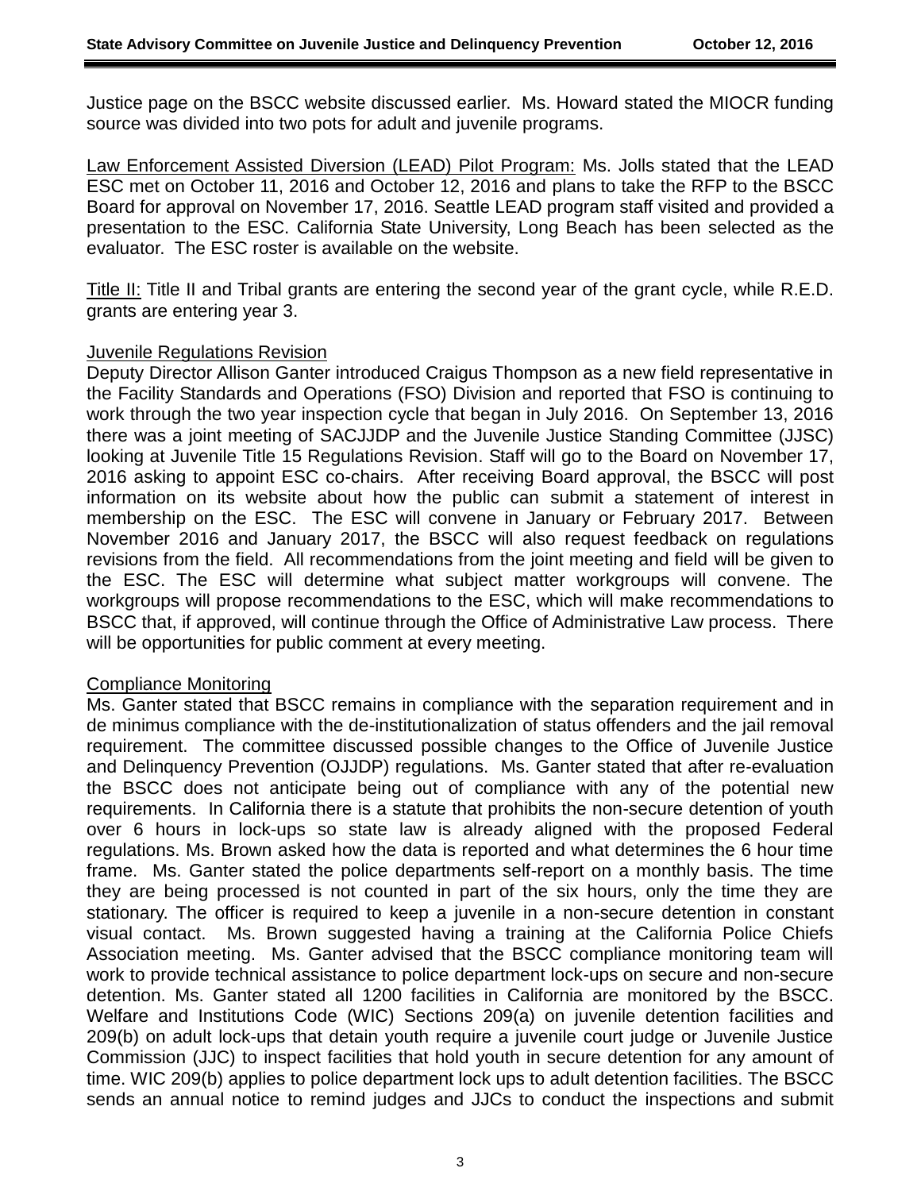Justice page on the BSCC website discussed earlier. Ms. Howard stated the MIOCR funding source was divided into two pots for adult and juvenile programs.

<u>Law Enforcement Assisted Diversion (LEAD) Pilot Program:</u> Ms. Jolls stated that the LEAD ESC met on October 11, 2016 and October 12, 2016 and plans to take the RFP to the BSCC Board for approval on November 17, 2016. Seattle LEAD program staff visited and provided a presentation to the ESC. California State University, Long Beach has been selected as the evaluator. The ESC roster is available on the website.

<u>Title II:</u> Title II and Tribal grants are entering the second year of the grant cycle, while R.E.D. grants are entering year 3.

<u>Juvenile Regulations Revision</u>

Deputy Director Allison Ganter introduced Craigus Thompson as a new field representative in the Facility Standards and Operations (FSO) Division and reported that FSO is continuing to work through the two year inspection cycle that began in July 2016. On September 13, 2016 there was a joint meeting of SACJJDP and the Juvenile Justice Standing Committee (JJSC) looking at Juvenile Title 15 Regulations Revision. Staff will go to the Board on November 17, 2016 asking to appoint ESC co-chairs. After receiving Board approval, the BSCC will post information on its website about how the public can submit a statement of interest in membership on the ESC. The ESC will convene in January or February 2017. Between November 2016 and January 2017, the BSCC will also request feedback on regulations revisions from the field. All recommendations from the joint meeting and field will be given to the ESC. The ESC will determine what subject matter workgroups will convene. The workgroups will propose recommendations to the ESC, which will make recommendations to BSCC that, if approved, will continue through the Office of Administrative Law process. There will be opportunities for public comment at every meeting.

<u>Compliance Monitoring</u>

Ms. Ganter stated that BSCC remains in compliance with the separation requirement and in de minimus compliance with the de-institutionalization of status offenders and the jail removal requirement. The committee discussed possible changes to the Office of Juvenile Justice and Delinquency Prevention (OJJDP) regulations. Ms. Ganter stated that after re-evaluation the BSCC does not anticipate being out of compliance with any of the potential new requirements. In California there is a statute that prohibits the non-secure detention of youth over 6 hours in lock-ups so state law is already aligned with the proposed Federal regulations. Ms. Brown asked how the data is reported and what determines the 6 hour time frame. Ms. Ganter stated the police departments self-report on a monthly basis. The time they are being processed is not counted in part of the six hours, only the time they are stationary. The officer is required to keep a juvenile in a non-secure detention in constant visual contact. Ms. Brown suggested having a training at the California Police Chiefs Association meeting. Ms. Ganter advised that the BSCC compliance monitoring team will work to provide technical assistance to police department lock-ups on secure and non-secure detention. Ms. Ganter stated all 1200 facilities in California are monitored by the BSCC. Welfare and Institutions Code (WIC) Sections 209(a) on juvenile detention facilities and 209(b) on adult lock-ups that detain youth require a juvenile court judge or Juvenile Justice Commission (JJC) to inspect facilities that hold youth in secure detention for any amount of time. WIC 209(b) applies to police department lock ups to adult detention facilities. The BSCC sends an annual notice to remind judges and JJCs to conduct the inspections and submit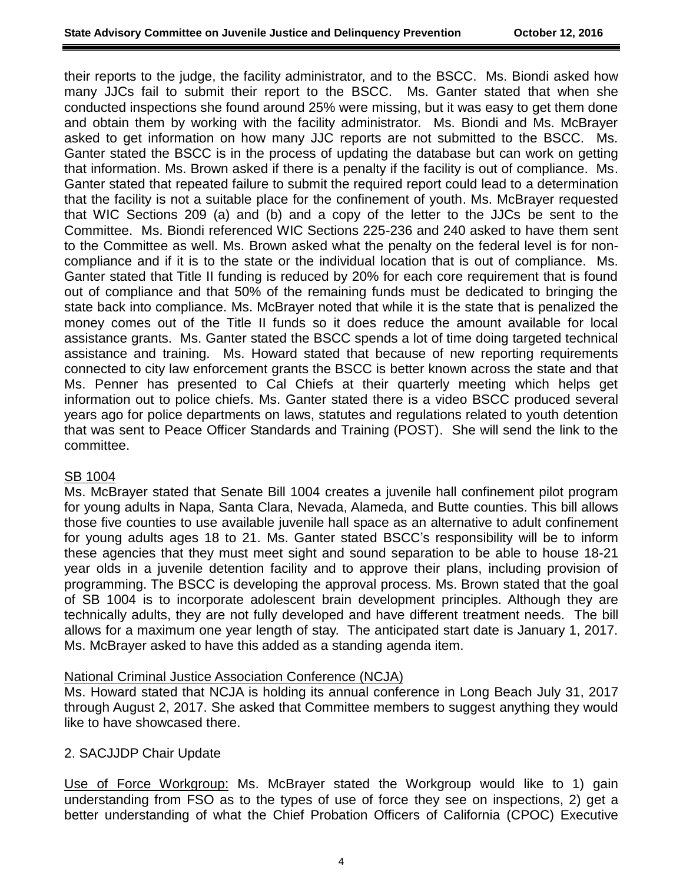their reports to the judge, the facility administrator, and to the BSCC. Ms. Biondi asked how many JJCs fail to submit their report to the BSCC. Ms. Ganter stated that when she conducted inspections she found around 25% were missing, but it was easy to get them done and obtain them by working with the facility administrator. Ms. Biondi and Ms. McBrayer asked to get information on how many JJC reports are not submitted to the BSCC. Ms. Ganter stated the BSCC is in the process of updating the database but can work on getting that information. Ms. Brown asked if there is a penalty if the facility is out of compliance. Ms. Ganter stated that repeated failure to submit the required report could lead to a determination that the facility is not a suitable place for the confinement of youth. Ms. McBrayer requested that WIC Sections 209 (a) and (b) and a copy of the letter to the JJCs be sent to the Committee. Ms. Biondi referenced WIC Sections 225-236 and 240 asked to have them sent to the Committee as well. Ms. Brown asked what the penalty on the federal level is for non-compliance and if it is to the state or the individual location that is out of compliance. Ms. Ganter stated that Title II funding is reduced by 20% for each core requirement that is found out of compliance and that 50% of the remaining funds must be dedicated to bringing the state back into compliance. Ms. McBrayer noted that while it is the state that is penalized the money comes out of the Title II funds so it does reduce the amount available for local assistance grants. Ms. Ganter stated the BSCC spends a lot of time doing targeted technical assistance and training. Ms. Howard stated that because of new reporting requirements connected to city law enforcement grants the BSCC is better known across the state and that Ms. Penner has presented to Cal Chiefs at their quarterly meeting which helps get information out to police chiefs. Ms. Ganter stated there is a video BSCC produced several years ago for police departments on laws, statutes and regulations related to youth detention that was sent to Peace Officer Standards and Training (POST). She will send the link to the committee.

<u>SB 1004</u>
Ms. McBrayer stated that Senate Bill 1004 creates a juvenile hall confinement pilot program for young adults in Napa, Santa Clara, Nevada, Alameda, and Butte counties. This bill allows those five counties to use available juvenile hall space as an alternative to adult confinement for young adults ages 18 to 21. Ms. Ganter stated BSCC's responsibility will be to inform these agencies that they must meet sight and sound separation to be able to house 18-21 year olds in a juvenile detention facility and to approve their plans, including provision of programming. The BSCC is developing the approval process. Ms. Brown stated that the goal of SB 1004 is to incorporate adolescent brain development principles. Although they are technically adults, they are not fully developed and have different treatment needs. The bill allows for a maximum one year length of stay. The anticipated start date is January 1, 2017. Ms. McBrayer asked to have this added as a standing agenda item.

<u>National Criminal Justice Association Conference (NCJA)</u>
Ms. Howard stated that NCJA is holding its annual conference in Long Beach July 31, 2017 through August 2, 2017. She asked that Committee members to suggest anything they would like to have showcased there.

2. SACJJDP Chair Update

<u>Use of Force Workgroup:</u> Ms. McBrayer stated the Workgroup would like to 1) gain understanding from FSO as to the types of use of force they see on inspections, 2) get a better understanding of what the Chief Probation Officers of California (CPOC) Executive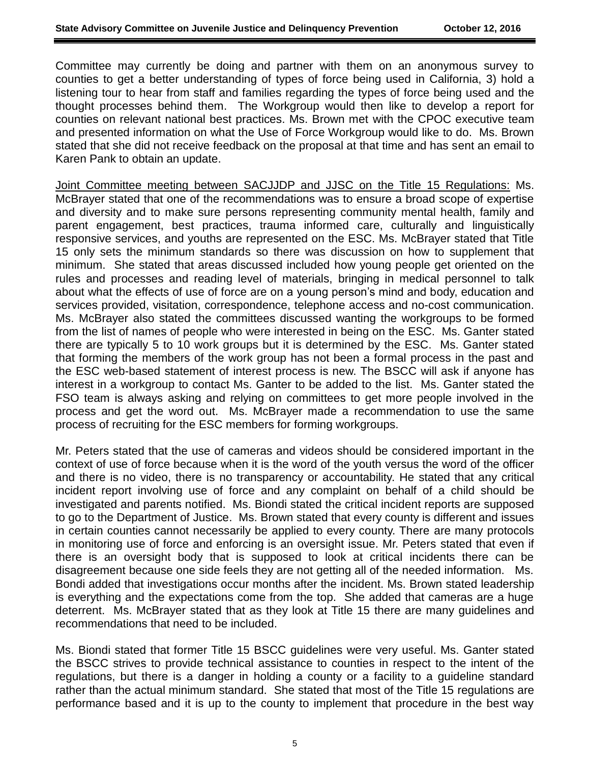Committee may currently be doing and partner with them on an anonymous survey to counties to get a better understanding of types of force being used in California, 3) hold a listening tour to hear from staff and families regarding the types of force being used and the thought processes behind them. The Workgroup would then like to develop a report for counties on relevant national best practices. Ms. Brown met with the CPOC executive team and presented information on what the Use of Force Workgroup would like to do. Ms. Brown stated that she did not receive feedback on the proposal at that time and has sent an email to Karen Pank to obtain an update.

Joint Committee meeting between SACJJDP and JJSC on the Title 15 Regulations: Ms. McBrayer stated that one of the recommendations was to ensure a broad scope of expertise and diversity and to make sure persons representing community mental health, family and parent engagement, best practices, trauma informed care, culturally and linguistically responsive services, and youths are represented on the ESC. Ms. McBrayer stated that Title 15 only sets the minimum standards so there was discussion on how to supplement that minimum. She stated that areas discussed included how young people get oriented on the rules and processes and reading level of materials, bringing in medical personnel to talk about what the effects of use of force are on a young person's mind and body, education and services provided, visitation, correspondence, telephone access and no-cost communication. Ms. McBrayer also stated the committees discussed wanting the workgroups to be formed from the list of names of people who were interested in being on the ESC. Ms. Ganter stated there are typically 5 to 10 work groups but it is determined by the ESC. Ms. Ganter stated that forming the members of the work group has not been a formal process in the past and the ESC web-based statement of interest process is new. The BSCC will ask if anyone has interest in a workgroup to contact Ms. Ganter to be added to the list. Ms. Ganter stated the FSO team is always asking and relying on committees to get more people involved in the process and get the word out. Ms. McBrayer made a recommendation to use the same process of recruiting for the ESC members for forming workgroups.

Mr. Peters stated that the use of cameras and videos should be considered important in the context of use of force because when it is the word of the youth versus the word of the officer and there is no video, there is no transparency or accountability. He stated that any critical incident report involving use of force and any complaint on behalf of a child should be investigated and parents notified. Ms. Biondi stated the critical incident reports are supposed to go to the Department of Justice. Ms. Brown stated that every county is different and issues in certain counties cannot necessarily be applied to every county. There are many protocols in monitoring use of force and enforcing is an oversight issue. Mr. Peters stated that even if there is an oversight body that is supposed to look at critical incidents there can be disagreement because one side feels they are not getting all of the needed information. Ms. Bondi added that investigations occur months after the incident. Ms. Brown stated leadership is everything and the expectations come from the top. She added that cameras are a huge deterrent. Ms. McBrayer stated that as they look at Title 15 there are many guidelines and recommendations that need to be included.

Ms. Biondi stated that former Title 15 BSCC guidelines were very useful. Ms. Ganter stated the BSCC strives to provide technical assistance to counties in respect to the intent of the regulations, but there is a danger in holding a county or a facility to a guideline standard rather than the actual minimum standard. She stated that most of the Title 15 regulations are performance based and it is up to the county to implement that procedure in the best way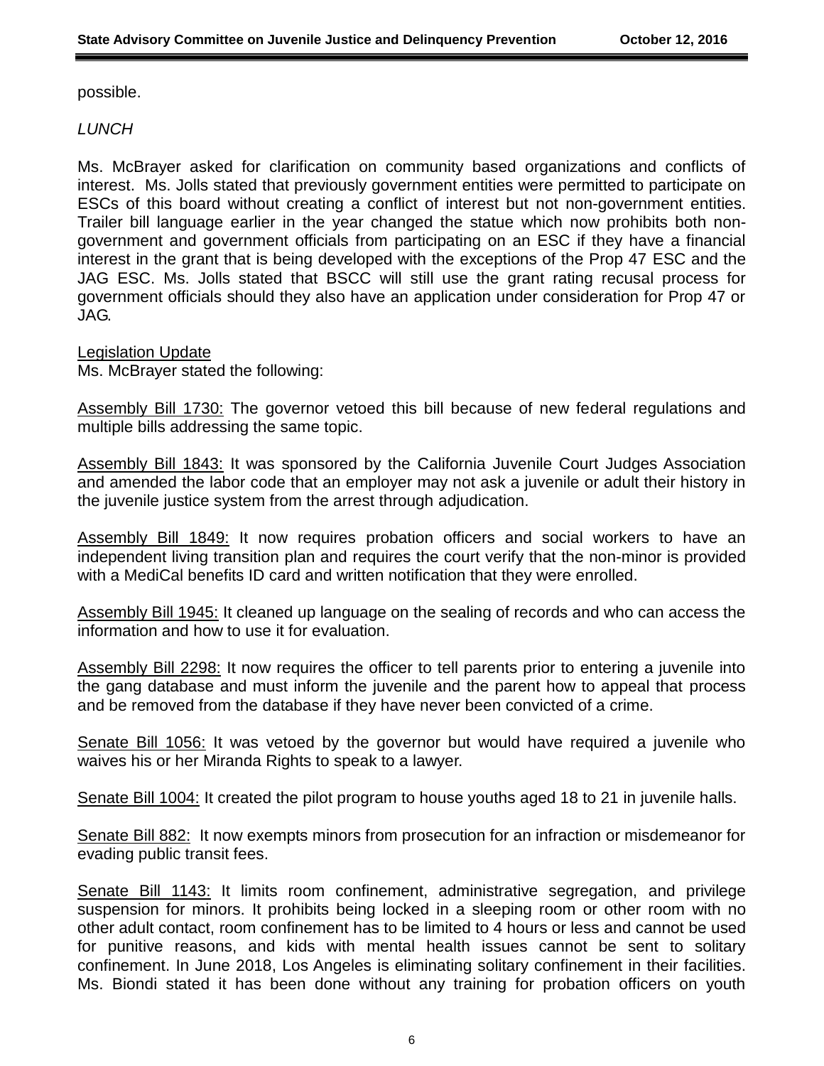possible.

*LUNCH*

Ms. McBrayer asked for clarification on community based organizations and conflicts of interest. Ms. Jolls stated that previously government entities were permitted to participate on ESCs of this board without creating a conflict of interest but not non-government entities. Trailer bill language earlier in the year changed the statue which now prohibits both non-government and government officials from participating on an ESC if they have a financial interest in the grant that is being developed with the exceptions of the Prop 47 ESC and the JAG ESC. Ms. Jolls stated that BSCC will still use the grant rating recusal process for government officials should they also have an application under consideration for Prop 47 or JAG.

<u>Legislation Update</u>
Ms. McBrayer stated the following:

<u>Assembly Bill 1730:</u> The governor vetoed this bill because of new federal regulations and multiple bills addressing the same topic.

<u>Assembly Bill 1843:</u> It was sponsored by the California Juvenile Court Judges Association and amended the labor code that an employer may not ask a juvenile or adult their history in the juvenile justice system from the arrest through adjudication.

<u>Assembly Bill 1849:</u> It now requires probation officers and social workers to have an independent living transition plan and requires the court verify that the non-minor is provided with a MediCal benefits ID card and written notification that they were enrolled.

<u>Assembly Bill 1945:</u> It cleaned up language on the sealing of records and who can access the information and how to use it for evaluation.

<u>Assembly Bill 2298:</u> It now requires the officer to tell parents prior to entering a juvenile into the gang database and must inform the juvenile and the parent how to appeal that process and be removed from the database if they have never been convicted of a crime.

<u>Senate Bill 1056:</u> It was vetoed by the governor but would have required a juvenile who waives his or her Miranda Rights to speak to a lawyer.

<u>Senate Bill 1004:</u> It created the pilot program to house youths aged 18 to 21 in juvenile halls.

<u>Senate Bill 882:</u> It now exempts minors from prosecution for an infraction or misdemeanor for evading public transit fees.

<u>Senate Bill 1143:</u> It limits room confinement, administrative segregation, and privilege suspension for minors. It prohibits being locked in a sleeping room or other room with no other adult contact, room confinement has to be limited to 4 hours or less and cannot be used for punitive reasons, and kids with mental health issues cannot be sent to solitary confinement. In June 2018, Los Angeles is eliminating solitary confinement in their facilities. Ms. Biondi stated it has been done without any training for probation officers on youth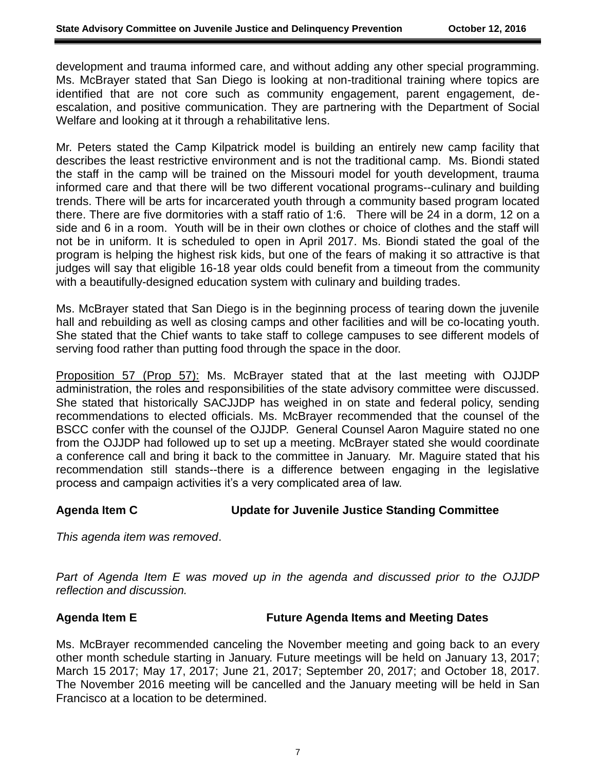development and trauma informed care, and without adding any other special programming. Ms. McBrayer stated that San Diego is looking at non-traditional training where topics are identified that are not core such as community engagement, parent engagement, de-escalation, and positive communication. They are partnering with the Department of Social Welfare and looking at it through a rehabilitative lens.

Mr. Peters stated the Camp Kilpatrick model is building an entirely new camp facility that describes the least restrictive environment and is not the traditional camp. Ms. Biondi stated the staff in the camp will be trained on the Missouri model for youth development, trauma informed care and that there will be two different vocational programs--culinary and building trends. There will be arts for incarcerated youth through a community based program located there. There are five dormitories with a staff ratio of 1:6. There will be 24 in a dorm, 12 on a side and 6 in a room. Youth will be in their own clothes or choice of clothes and the staff will not be in uniform. It is scheduled to open in April 2017. Ms. Biondi stated the goal of the program is helping the highest risk kids, but one of the fears of making it so attractive is that judges will say that eligible 16-18 year olds could benefit from a timeout from the community with a beautifully-designed education system with culinary and building trades.

Ms. McBrayer stated that San Diego is in the beginning process of tearing down the juvenile hall and rebuilding as well as closing camps and other facilities and will be co-locating youth. She stated that the Chief wants to take staff to college campuses to see different models of serving food rather than putting food through the space in the door.

Proposition 57 (Prop 57): Ms. McBrayer stated that at the last meeting with OJJDP administration, the roles and responsibilities of the state advisory committee were discussed. She stated that historically SACJJDP has weighed in on state and federal policy, sending recommendations to elected officials. Ms. McBrayer recommended that the counsel of the BSCC confer with the counsel of the OJJDP. General Counsel Aaron Maguire stated no one from the OJJDP had followed up to set up a meeting. McBrayer stated she would coordinate a conference call and bring it back to the committee in January. Mr. Maguire stated that his recommendation still stands--there is a difference between engaging in the legislative process and campaign activities it's a very complicated area of law.

### Agenda Item C — Update for Juvenile Justice Standing Committee

*This agenda item was removed*.

*Part of Agenda Item E was moved up in the agenda and discussed prior to the OJJDP reflection and discussion.*

### Agenda Item E — Future Agenda Items and Meeting Dates

Ms. McBrayer recommended canceling the November meeting and going back to an every other month schedule starting in January. Future meetings will be held on January 13, 2017; March 15 2017; May 17, 2017; June 21, 2017; September 20, 2017; and October 18, 2017. The November 2016 meeting will be cancelled and the January meeting will be held in San Francisco at a location to be determined.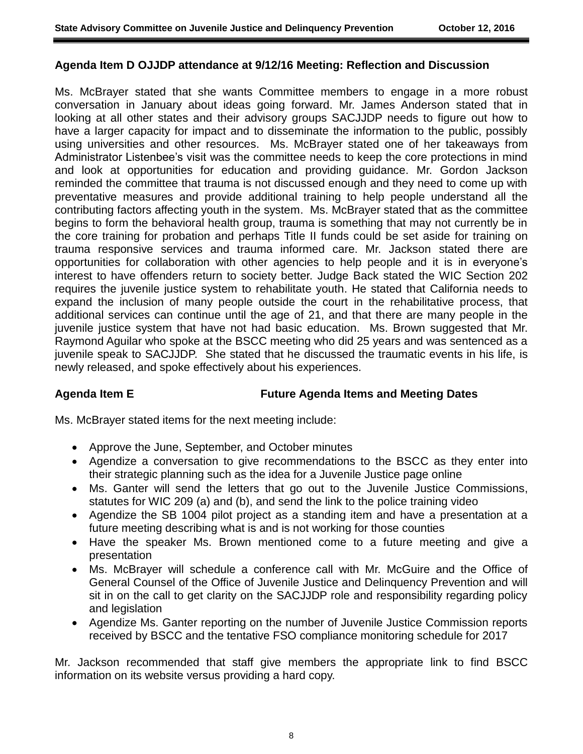**Agenda Item D OJJDP attendance at 9/12/16 Meeting: Reflection and Discussion**

Ms. McBrayer stated that she wants Committee members to engage in a more robust conversation in January about ideas going forward. Mr. James Anderson stated that in looking at all other states and their advisory groups SACJJDP needs to figure out how to have a larger capacity for impact and to disseminate the information to the public, possibly using universities and other resources. Ms. McBrayer stated one of her takeaways from Administrator Listenbee's visit was the committee needs to keep the core protections in mind and look at opportunities for education and providing guidance. Mr. Gordon Jackson reminded the committee that trauma is not discussed enough and they need to come up with preventative measures and provide additional training to help people understand all the contributing factors affecting youth in the system. Ms. McBrayer stated that as the committee begins to form the behavioral health group, trauma is something that may not currently be in the core training for probation and perhaps Title II funds could be set aside for training on trauma responsive services and trauma informed care. Mr. Jackson stated there are opportunities for collaboration with other agencies to help people and it is in everyone's interest to have offenders return to society better. Judge Back stated the WIC Section 202 requires the juvenile justice system to rehabilitate youth. He stated that California needs to expand the inclusion of many people outside the court in the rehabilitative process, that additional services can continue until the age of 21, and that there are many people in the juvenile justice system that have not had basic education. Ms. Brown suggested that Mr. Raymond Aguilar who spoke at the BSCC meeting who did 25 years and was sentenced as a juvenile speak to SACJJDP. She stated that he discussed the traumatic events in his life, is newly released, and spoke effectively about his experiences.

**Agenda Item E Future Agenda Items and Meeting Dates**

Ms. McBrayer stated items for the next meeting include:

- Approve the June, September, and October minutes
- Agendize a conversation to give recommendations to the BSCC as they enter into their strategic planning such as the idea for a Juvenile Justice page online
- Ms. Ganter will send the letters that go out to the Juvenile Justice Commissions, statutes for WIC 209 (a) and (b), and send the link to the police training video
- Agendize the SB 1004 pilot project as a standing item and have a presentation at a future meeting describing what is and is not working for those counties
- Have the speaker Ms. Brown mentioned come to a future meeting and give a presentation
- Ms. McBrayer will schedule a conference call with Mr. McGuire and the Office of General Counsel of the Office of Juvenile Justice and Delinquency Prevention and will sit in on the call to get clarity on the SACJJDP role and responsibility regarding policy and legislation
- Agendize Ms. Ganter reporting on the number of Juvenile Justice Commission reports received by BSCC and the tentative FSO compliance monitoring schedule for 2017

Mr. Jackson recommended that staff give members the appropriate link to find BSCC information on its website versus providing a hard copy.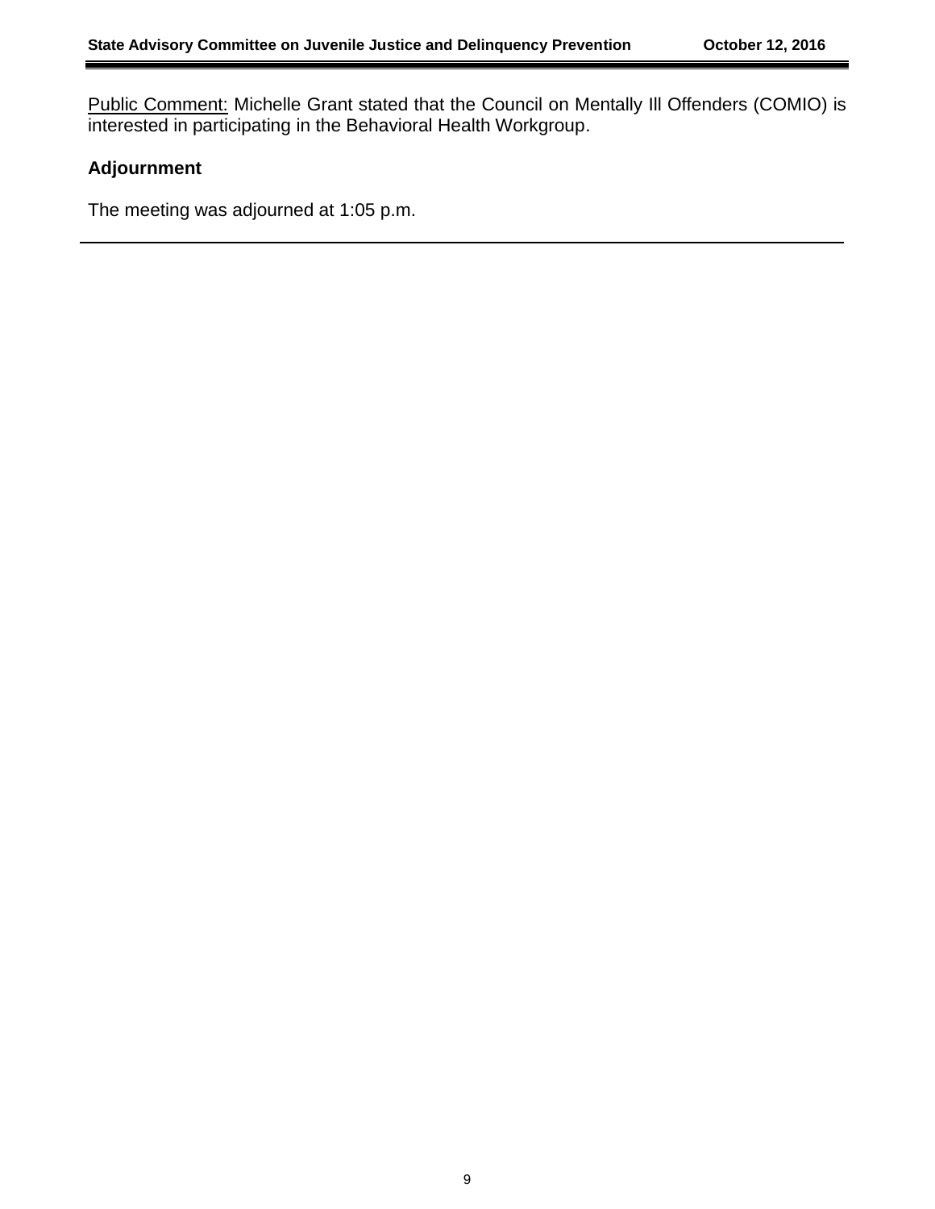Public Comment: Michelle Grant stated that the Council on Mentally Ill Offenders (COMIO) is interested in participating in the Behavioral Health Workgroup.

## Adjournment

The meeting was adjourned at 1:05 p.m.

---